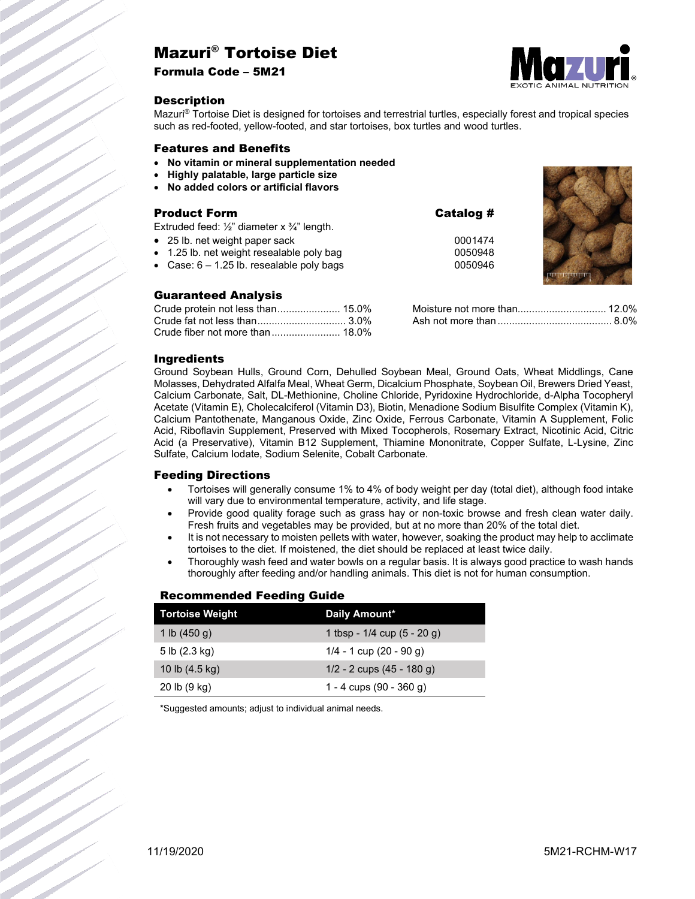# Mazuri® Tortoise Diet

**Formula Code – 5M21**

## Description

Mazuri® Tortoise Diet is designed for tortoises and terrestrial turtles, especially forest and tropical species such as red-footed, yellow-footed, and star tortoises, box turtles and wood turtles.

## Features and Benefits

- **No vitamin or mineral supplementation needed**
- **Highly palatable, large particle size**
- **No added colors or artificial flavors**

## Product Form

Extruded feed: ½" diameter x ¾" length.

| Product Form | Catalog # |
|---|---|
| 25 lb. net weight paper sack | 0001474 |
| 1.25 lb. net weight resealable poly bag | 0050948 |
| Case: 6 – 1.25 lb. resealable poly bags | 0050946 |

## Guaranteed Analysis

| | |
|---|---|
| Crude protein not less than | 15.0% |
| Crude fat not less than | 3.0% |
| Crude fiber not more than | 18.0% |
| Moisture not more than | 12.0% |
| Ash not more than | 8.0% |

## Ingredients

Ground Soybean Hulls, Ground Corn, Dehulled Soybean Meal, Ground Oats, Wheat Middlings, Cane Molasses, Dehydrated Alfalfa Meal, Wheat Germ, Dicalcium Phosphate, Soybean Oil, Brewers Dried Yeast, Calcium Carbonate, Salt, DL-Methionine, Choline Chloride, Pyridoxine Hydrochloride, d-Alpha Tocopheryl Acetate (Vitamin E), Cholecalciferol (Vitamin D3), Biotin, Menadione Sodium Bisulfite Complex (Vitamin K), Calcium Pantothenate, Manganous Oxide, Zinc Oxide, Ferrous Carbonate, Vitamin A Supplement, Folic Acid, Riboflavin Supplement, Preserved with Mixed Tocopherols, Rosemary Extract, Nicotinic Acid, Citric Acid (a Preservative), Vitamin B12 Supplement, Thiamine Mononitrate, Copper Sulfate, L-Lysine, Zinc Sulfate, Calcium Iodate, Sodium Selenite, Cobalt Carbonate.

## Feeding Directions

- Tortoises will generally consume 1% to 4% of body weight per day (total diet), although food intake will vary due to environmental temperature, activity, and life stage.
- Provide good quality forage such as grass hay or non-toxic browse and fresh clean water daily. Fresh fruits and vegetables may be provided, but at no more than 20% of the total diet.
- It is not necessary to moisten pellets with water, however, soaking the product may help to acclimate tortoises to the diet. If moistened, the diet should be replaced at least twice daily.
- Thoroughly wash feed and water bowls on a regular basis. It is always good practice to wash hands thoroughly after feeding and/or handling animals. This diet is not for human consumption.

## Recommended Feeding Guide

| Tortoise Weight | Daily Amount* |
|---|---|
| 1 lb (450 g) | 1 tbsp - 1/4 cup (5 - 20 g) |
| 5 lb (2.3 kg) | 1/4 - 1 cup (20 - 90 g) |
| 10 lb (4.5 kg) | 1/2 - 2 cups (45 - 180 g) |
| 20 lb (9 kg) | 1 - 4 cups (90 - 360 g) |

*Suggested amounts; adjust to individual animal needs.

11/19/2020 5M21-RCHM-W17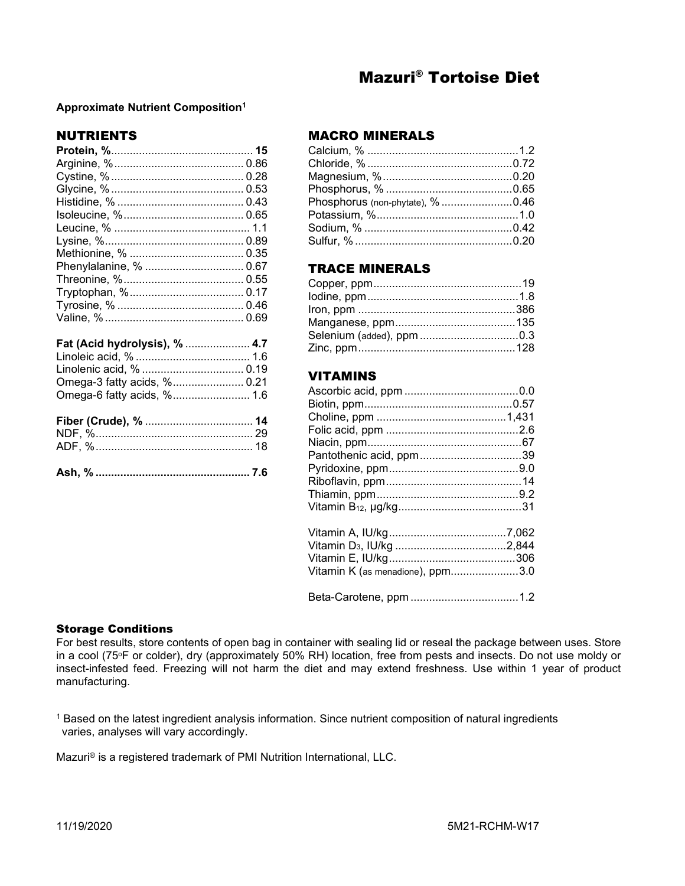# Mazuri® Tortoise Diet

**Approximate Nutrient Composition[1]**

## NUTRIENTS

| | |
|---|---|
| **Protein, %** | **15** |
| Arginine, % | 0.86 |
| Cystine, % | 0.28 |
| Glycine, % | 0.53 |
| Histidine, % | 0.43 |
| Isoleucine, % | 0.65 |
| Leucine, % | 1.1 |
| Lysine, % | 0.89 |
| Methionine, % | 0.35 |
| Phenylalanine, % | 0.67 |
| Threonine, % | 0.55 |
| Tryptophan, % | 0.17 |
| Tyrosine, % | 0.46 |
| Valine, % | 0.69 |

| | |
|---|---|
| **Fat (Acid hydrolysis), %** | **4.7** |
| Linoleic acid, % | 1.6 |
| Linolenic acid, % | 0.19 |
| Omega-3 fatty acids, % | 0.21 |
| Omega-6 fatty acids, % | 1.6 |

| | |
|---|---|
| **Fiber (Crude), %** | **14** |
| NDF, % | 29 |
| ADF, % | 18 |

| | |
|---|---|
| **Ash, %** | **7.6** |

## MACRO MINERALS

| | |
|---|---|
| Calcium, % | 1.2 |
| Chloride, % | 0.72 |
| Magnesium, % | 0.20 |
| Phosphorus, % | 0.65 |
| Phosphorus (non-phytate), % | 0.46 |
| Potassium, % | 1.0 |
| Sodium, % | 0.42 |
| Sulfur, % | 0.20 |

## TRACE MINERALS

| | |
|---|---|
| Copper, ppm | 19 |
| Iodine, ppm | 1.8 |
| Iron, ppm | 386 |
| Manganese, ppm | 135 |
| Selenium (added), ppm | 0.3 |
| Zinc, ppm | 128 |

## VITAMINS

| | |
|---|---|
| Ascorbic acid, ppm | 0.0 |
| Biotin, ppm | 0.57 |
| Choline, ppm | 1,431 |
| Folic acid, ppm | 2.6 |
| Niacin, ppm | 67 |
| Pantothenic acid, ppm | 39 |
| Pyridoxine, ppm | 9.0 |
| Riboflavin, ppm | 14 |
| Thiamin, ppm | 9.2 |
| Vitamin $B_{12}$, µg/kg | 31 |

| | |
|---|---|
| Vitamin A, IU/kg | 7,062 |
| Vitamin $D_3$, IU/kg | 2,844 |
| Vitamin E, IU/kg | 306 |
| Vitamin K (as menadione), ppm | 3.0 |

| | |
|---|---|
| Beta-Carotene, ppm | 1.2 |

### Storage Conditions

For best results, store contents of open bag in container with sealing lid or reseal the package between uses. Store in a cool (75°F or colder), dry (approximately 50% RH) location, free from pests and insects. Do not use moldy or insect-infested feed. Freezing will not harm the diet and may extend freshness. Use within 1 year of product manufacturing.

[1] Based on the latest ingredient analysis information. Since nutrient composition of natural ingredients varies, analyses will vary accordingly.

Mazuri® is a registered trademark of PMI Nutrition International, LLC.

11/19/2020 5M21-RCHM-W17